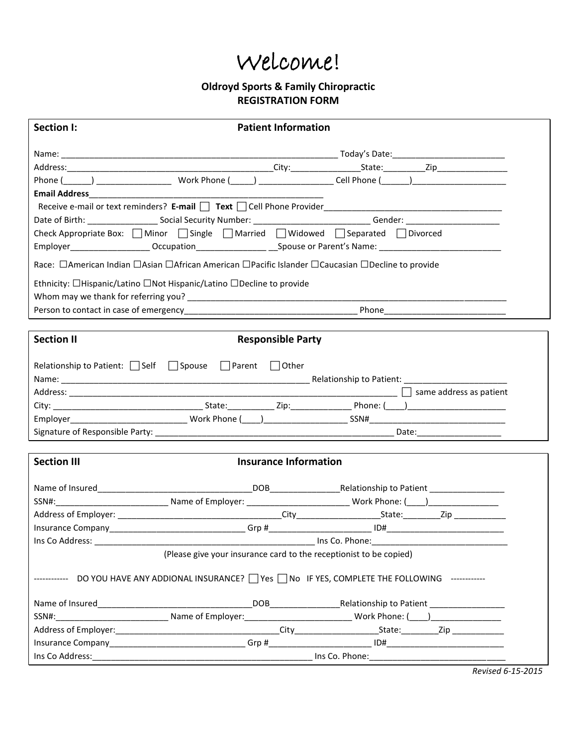# Welcome!

**Oldroyd Sports & Family Chiropractic**
**REGISTRATION FORM**

## Section I: Patient Information

Name: _______________________________________________________________ Today's Date:________________________

Address:_______________________________________________City:_______________State:_________Zip_______________

Phone (______) ________________ Work Phone (_____) ________________ Cell Phone (______)____________________

**Email Address**__________________________________________________

Receive e-mail or text reminders? **E-mail** ☐ **Text** ☐ Cell Phone Provider_______________________________________

Date of Birth: _______________ Social Security Number: _________________________ Gender: ____________________

Check Appropriate Box: ☐ Minor ☐ Single ☐ Married ☐ Widowed ☐ Separated ☐ Divorced

Employer_________________ Occupation_______________ __Spouse or Parent's Name: __________________________

Race: ☐American Indian ☐Asian ☐African American ☐Pacific Islander ☐Caucasian ☐Decline to provide

Ethnicity: ☐Hispanic/Latino ☐Not Hispanic/Latino ☐Decline to provide

Whom may we thank for referring you? _____________________________________________________________________

Person to contact in case of emergency____________________________________ Phone__________________________

## Section II Responsible Party

Relationship to Patient: ☐ Self ☐ Spouse ☐ Parent ☐ Other

Name: ______________________________________________________ Relationship to Patient: ______________________

Address: ____________________________________________________________________ ☐ same address as patient

City: ______________________________ State:__________ Zip:_____________ Phone: (____)_____________________

Employer__________________________ Work Phone (____)__________________ SSN#_____________________________

Signature of Responsible Party: ______________________________________________________ Date:__________________

## Section III Insurance Information

Name of Insured_________________________________DOB_______________Relationship to Patient ________________

SSN#:________________________ Name of Employer: _____________________ Work Phone: (____)_______________

Address of Employer: ___________________________________City__________________State:________Zip ___________

Insurance Company_____________________________ Grp #_____________________ ID#__________________________

Ins Co Address: ________________________________________________ Ins Co. Phone:_____________________________

(Please give your insurance card to the receptionist to be copied)

------------ DO YOU HAVE ANY ADDIONAL INSURANCE? ☐ Yes ☐ No IF YES, COMPLETE THE FOLLOWING ------------

Name of Insured_________________________________DOB_______________Relationship to Patient ________________

SSN#:________________________ Name of Employer:_______________________ Work Phone: (____)_______________

Address of Employer:___________________________________City__________________State:________Zip ___________

Insurance Company_____________________________ Grp #______________________ ID#_________________________

Ins Co Address:________________________________________________ Ins Co. Phone:_____________________________

*Revised 6-15-2015*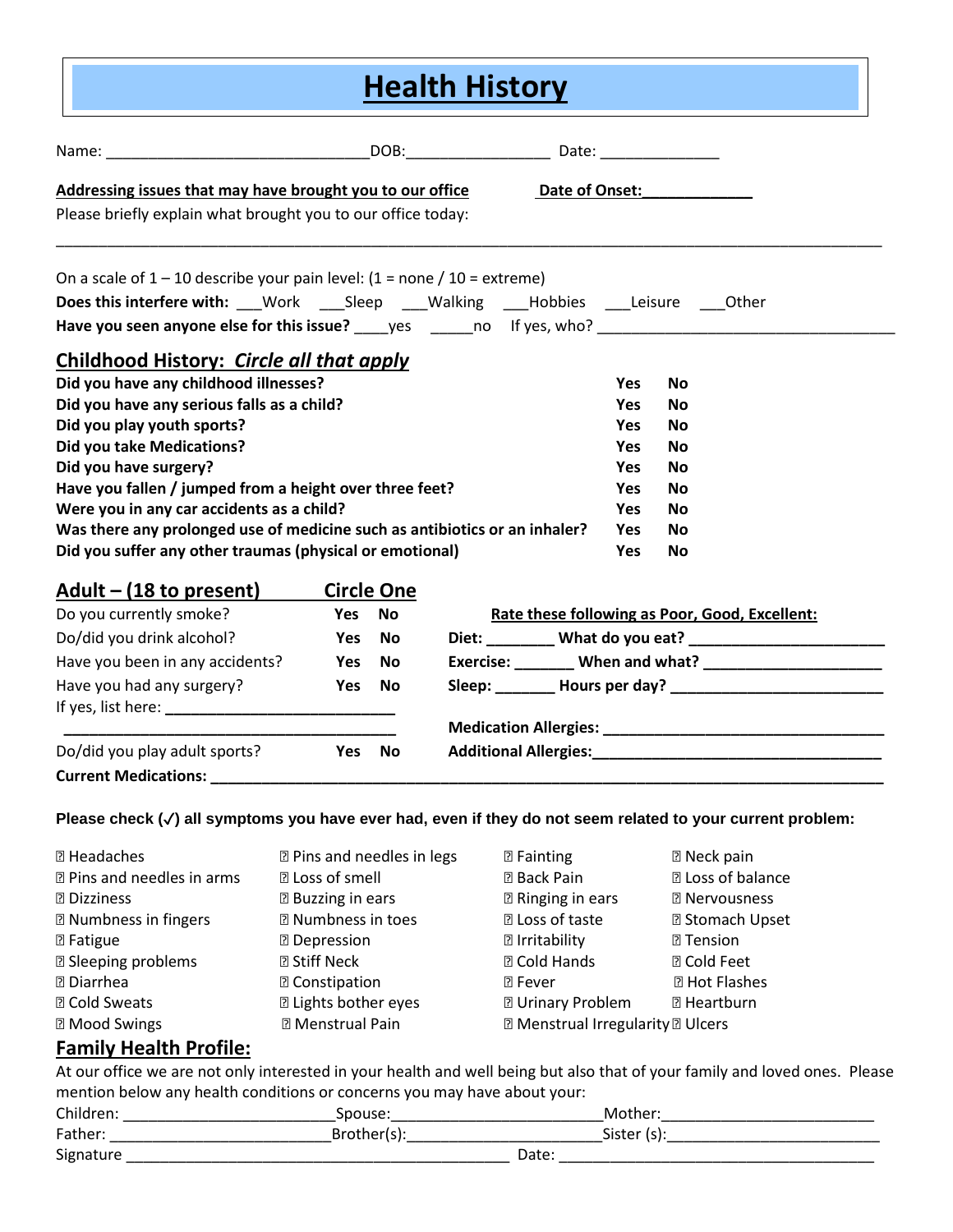# Health History

Name: ______________________________DOB:________________ Date: ______________

**Addressing issues that may have brought you to our office** **Date of Onset:_____________**

Please briefly explain what brought you to our office today:

_____________________________________________________________________________________________

On a scale of 1 – 10 describe your pain level: (1 = none / 10 = extreme)

**Does this interfere with:** ___Work ___Sleep ___Walking ___Hobbies ___Leisure ___Other

**Have you seen anyone else for this issue?** ____yes _____no If yes, who? ___________________________________

## Childhood History: *Circle all that apply*

| | | |
|---|---|---|
| **Did you have any childhood illnesses?** | **Yes** | **No** |
| **Did you have any serious falls as a child?** | **Yes** | **No** |
| **Did you play youth sports?** | **Yes** | **No** |
| **Did you take Medications?** | **Yes** | **No** |
| **Did you have surgery?** | **Yes** | **No** |
| **Have you fallen / jumped from a height over three feet?** | **Yes** | **No** |
| **Were you in any car accidents as a child?** | **Yes** | **No** |
| **Was there any prolonged use of medicine such as antibiotics or an inhaler?** | **Yes** | **No** |
| **Did you suffer any other traumas (physical or emotional)** | **Yes** | **No** |

## Adult – (18 to present) Circle One

| | | |
|---|---|---|
| Do you currently smoke? | **Yes** | **No** |
| Do/did you drink alcohol? | **Yes** | **No** |
| Have you been in any accidents? | **Yes** | **No** |
| Have you had any surgery? | **Yes** | **No** |

If yes, list here: ___________________________

_______________________________________

| | | |
|---|---|---|
| Do/did you play adult sports? | **Yes** | **No** |

**Rate these following as Poor, Good, Excellent:**

**Diet:** ________ **What do you eat?** _______________________

**Exercise:** _______ **When and what?** _____________________

**Sleep:** _______ **Hours per day?** _________________________

**Medication Allergies:** _________________________________

**Additional Allergies:**_________________________________

**Current Medications:** ________________________________________________________________________________

**Please check (✓) all symptoms you have ever had, even if they do not seem related to your current problem:**

| | | | |
|---|---|---|---|
| ☐ Headaches | ☐ Pins and needles in legs | ☐ Fainting | ☐ Neck pain |
| ☐ Pins and needles in arms | ☐ Loss of smell | ☐ Back Pain | ☐ Loss of balance |
| ☐ Dizziness | ☐ Buzzing in ears | ☐ Ringing in ears | ☐ Nervousness |
| ☐ Numbness in fingers | ☐ Numbness in toes | ☐ Loss of taste | ☐ Stomach Upset |
| ☐ Fatigue | ☐ Depression | ☐ Irritability | ☐ Tension |
| ☐ Sleeping problems | ☐ Stiff Neck | ☐ Cold Hands | ☐ Cold Feet |
| ☐ Diarrhea | ☐ Constipation | ☐ Fever | ☐ Hot Flashes |
| ☐ Cold Sweats | ☐ Lights bother eyes | ☐ Urinary Problem | ☐ Heartburn |
| ☐ Mood Swings | ☐ Menstrual Pain | ☐ Menstrual Irregularity | ☐ Ulcers |

## Family Health Profile:

At our office we are not only interested in your health and well being but also that of your family and loved ones. Please mention below any health conditions or concerns you may have about your:

Children: ________________________Spouse:________________________Mother:________________________

Father: _________________________Brother(s):______________________Sister (s):________________________

Signature ____________________________________________ Date: ____________________________________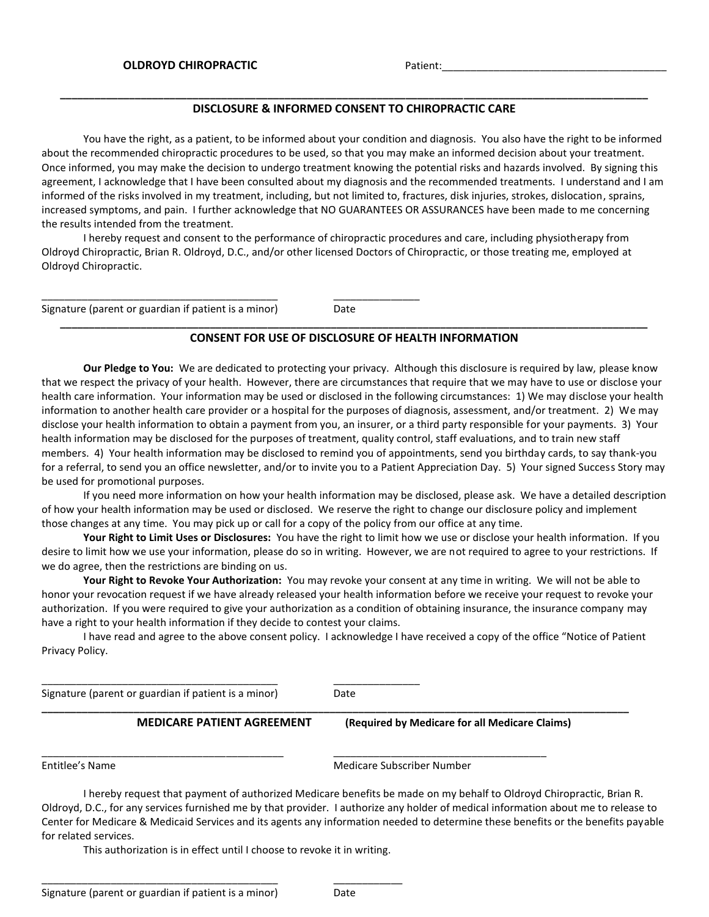**OLDROYD CHIROPRACTIC** Patient:_______________________________________

---

## DISCLOSURE & INFORMED CONSENT TO CHIROPRACTIC CARE

You have the right, as a patient, to be informed about your condition and diagnosis. You also have the right to be informed about the recommended chiropractic procedures to be used, so that you may make an informed decision about your treatment. Once informed, you may make the decision to undergo treatment knowing the potential risks and hazards involved. By signing this agreement, I acknowledge that I have been consulted about my diagnosis and the recommended treatments. I understand and I am informed of the risks involved in my treatment, including, but not limited to, fractures, disk injuries, strokes, dislocation, sprains, increased symptoms, and pain. I further acknowledge that NO GUARANTEES OR ASSURANCES have been made to me concerning the results intended from the treatment.

I hereby request and consent to the performance of chiropractic procedures and care, including physiotherapy from Oldroyd Chiropractic, Brian R. Oldroyd, D.C., and/or other licensed Doctors of Chiropractic, or those treating me, employed at Oldroyd Chiropractic.

_________________________________________ _______________

Signature (parent or guardian if patient is a minor) Date

---

## CONSENT FOR USE OF DISCLOSURE OF HEALTH INFORMATION

**Our Pledge to You:** We are dedicated to protecting your privacy. Although this disclosure is required by law, please know that we respect the privacy of your health. However, there are circumstances that require that we may have to use or disclose your health care information. Your information may be used or disclosed in the following circumstances: 1) We may disclose your health information to another health care provider or a hospital for the purposes of diagnosis, assessment, and/or treatment. 2) We may disclose your health information to obtain a payment from you, an insurer, or a third party responsible for your payments. 3) Your health information may be disclosed for the purposes of treatment, quality control, staff evaluations, and to train new staff members. 4) Your health information may be disclosed to remind you of appointments, send you birthday cards, to say thank-you for a referral, to send you an office newsletter, and/or to invite you to a Patient Appreciation Day. 5) Your signed Success Story may be used for promotional purposes.

If you need more information on how your health information may be disclosed, please ask. We have a detailed description of how your health information may be used or disclosed. We reserve the right to change our disclosure policy and implement those changes at any time. You may pick up or call for a copy of the policy from our office at any time.

**Your Right to Limit Uses or Disclosures:** You have the right to limit how we use or disclose your health information. If you desire to limit how we use your information, please do so in writing. However, we are not required to agree to your restrictions. If we do agree, then the restrictions are binding on us.

**Your Right to Revoke Your Authorization:** You may revoke your consent at any time in writing. We will not be able to honor your revocation request if we have already released your health information before we receive your request to revoke your authorization. If you were required to give your authorization as a condition of obtaining insurance, the insurance company may have a right to your health information if they decide to contest your claims.

I have read and agree to the above consent policy. I acknowledge I have received a copy of the office "Notice of Patient Privacy Policy.

_________________________________________ _______________

Signature (parent or guardian if patient is a minor) Date

---

## MEDICARE PATIENT AGREEMENT **(Required by Medicare for all Medicare Claims)**

_________________________________________ _______________________________________

Entitlee's Name Medicare Subscriber Number

I hereby request that payment of authorized Medicare benefits be made on my behalf to Oldroyd Chiropractic, Brian R. Oldroyd, D.C., for any services furnished me by that provider. I authorize any holder of medical information about me to release to Center for Medicare & Medicaid Services and its agents any information needed to determine these benefits or the benefits payable for related services.

This authorization is in effect until I choose to revoke it in writing.

_________________________________________ ____________

Signature (parent or guardian if patient is a minor) Date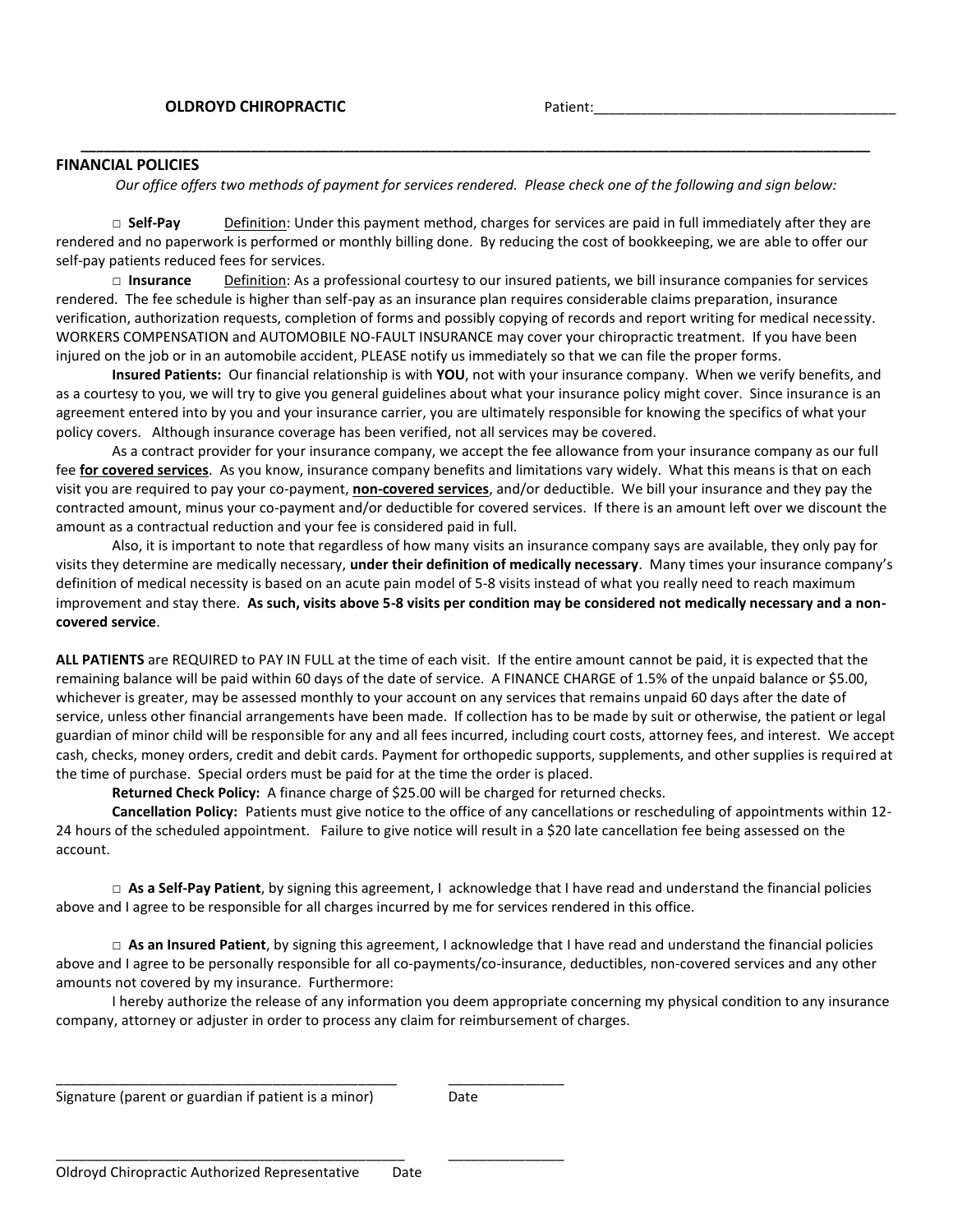**OLDROYD CHIROPRACTIC** Patient:_______________________________________

## FINANCIAL POLICIES

*Our office offers two methods of payment for services rendered. Please check one of the following and sign below:*

□ **Self-Pay** Definition: Under this payment method, charges for services are paid in full immediately after they are rendered and no paperwork is performed or monthly billing done. By reducing the cost of bookkeeping, we are able to offer our self-pay patients reduced fees for services.

□ **Insurance** Definition: As a professional courtesy to our insured patients, we bill insurance companies for services rendered. The fee schedule is higher than self-pay as an insurance plan requires considerable claims preparation, insurance verification, authorization requests, completion of forms and possibly copying of records and report writing for medical necessity. WORKERS COMPENSATION and AUTOMOBILE NO-FAULT INSURANCE may cover your chiropractic treatment. If you have been injured on the job or in an automobile accident, PLEASE notify us immediately so that we can file the proper forms.

**Insured Patients:** Our financial relationship is with **YOU**, not with your insurance company. When we verify benefits, and as a courtesy to you, we will try to give you general guidelines about what your insurance policy might cover. Since insurance is an agreement entered into by you and your insurance carrier, you are ultimately responsible for knowing the specifics of what your policy covers. Although insurance coverage has been verified, not all services may be covered.

As a contract provider for your insurance company, we accept the fee allowance from your insurance company as our full fee **for covered services**. As you know, insurance company benefits and limitations vary widely. What this means is that on each visit you are required to pay your co-payment, **non-covered services**, and/or deductible. We bill your insurance and they pay the contracted amount, minus your co-payment and/or deductible for covered services. If there is an amount left over we discount the amount as a contractual reduction and your fee is considered paid in full.

Also, it is important to note that regardless of how many visits an insurance company says are available, they only pay for visits they determine are medically necessary, **under their definition of medically necessary**. Many times your insurance company's definition of medical necessity is based on an acute pain model of 5-8 visits instead of what you really need to reach maximum improvement and stay there. **As such, visits above 5-8 visits per condition may be considered not medically necessary and a non-covered service**.

**ALL PATIENTS** are REQUIRED to PAY IN FULL at the time of each visit. If the entire amount cannot be paid, it is expected that the remaining balance will be paid within 60 days of the date of service. A FINANCE CHARGE of 1.5% of the unpaid balance or $5.00, whichever is greater, may be assessed monthly to your account on any services that remains unpaid 60 days after the date of service, unless other financial arrangements have been made. If collection has to be made by suit or otherwise, the patient or legal guardian of minor child will be responsible for any and all fees incurred, including court costs, attorney fees, and interest. We accept cash, checks, money orders, credit and debit cards. Payment for orthopedic supports, supplements, and other supplies is required at the time of purchase. Special orders must be paid for at the time the order is placed.

**Returned Check Policy:** A finance charge of $25.00 will be charged for returned checks.

**Cancellation Policy:** Patients must give notice to the office of any cancellations or rescheduling of appointments within 12-24 hours of the scheduled appointment. Failure to give notice will result in a $20 late cancellation fee being assessed on the account.

□ **As a Self-Pay Patient**, by signing this agreement, I acknowledge that I have read and understand the financial policies above and I agree to be responsible for all charges incurred by me for services rendered in this office.

□ **As an Insured Patient**, by signing this agreement, I acknowledge that I have read and understand the financial policies above and I agree to be personally responsible for all co-payments/co-insurance, deductibles, non-covered services and any other amounts not covered by my insurance. Furthermore:

I hereby authorize the release of any information you deem appropriate concerning my physical condition to any insurance company, attorney or adjuster in order to process any claim for reimbursement of charges.

_____________________________________________ _______________
Signature (parent or guardian if patient is a minor) Date

_____________________________________________ _______________
Oldroyd Chiropractic Authorized Representative Date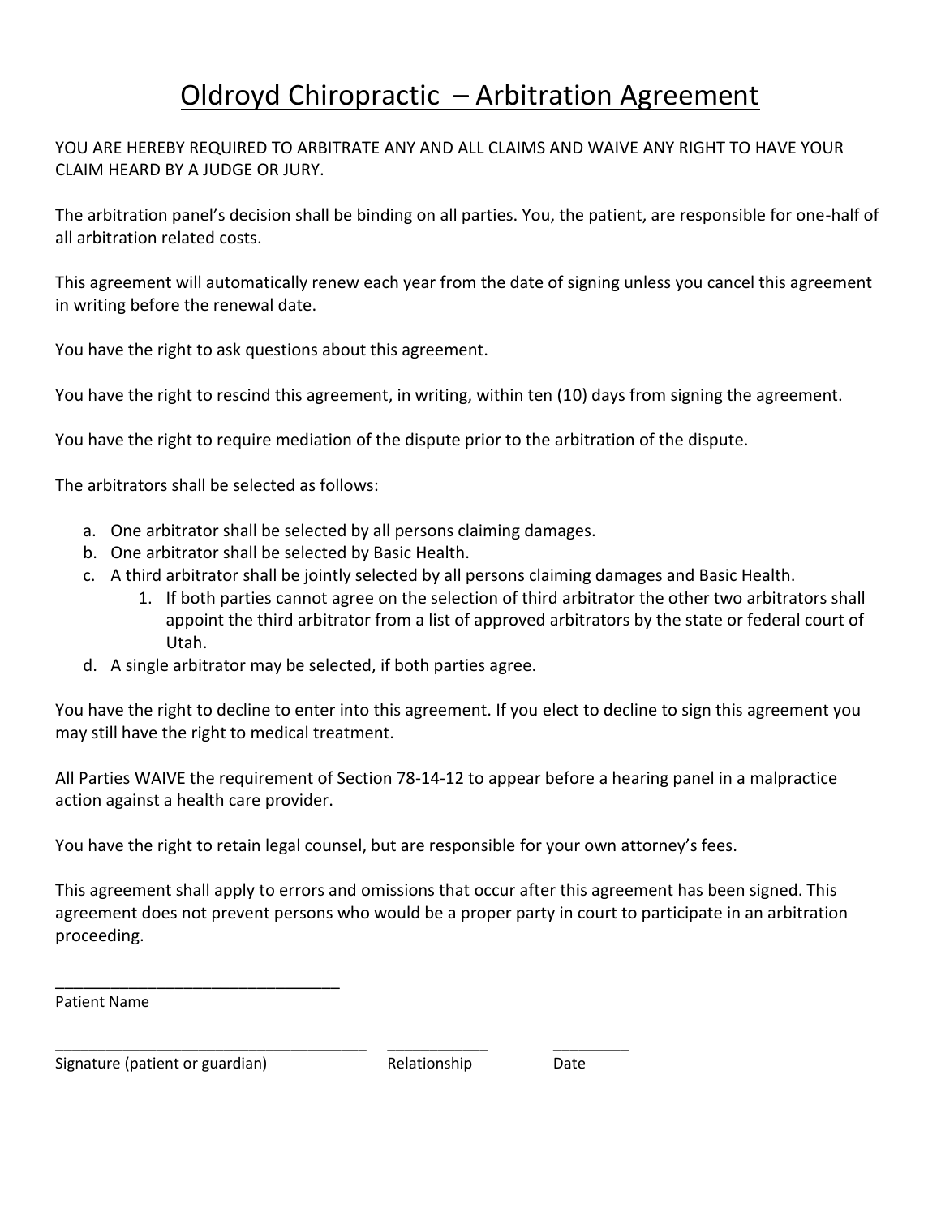# Oldroyd Chiropractic – Arbitration Agreement

YOU ARE HEREBY REQUIRED TO ARBITRATE ANY AND ALL CLAIMS AND WAIVE ANY RIGHT TO HAVE YOUR CLAIM HEARD BY A JUDGE OR JURY.

The arbitration panel's decision shall be binding on all parties. You, the patient, are responsible for one-half of all arbitration related costs.

This agreement will automatically renew each year from the date of signing unless you cancel this agreement in writing before the renewal date.

You have the right to ask questions about this agreement.

You have the right to rescind this agreement, in writing, within ten (10) days from signing the agreement.

You have the right to require mediation of the dispute prior to the arbitration of the dispute.

The arbitrators shall be selected as follows:

a. One arbitrator shall be selected by all persons claiming damages.
b. One arbitrator shall be selected by Basic Health.
c. A third arbitrator shall be jointly selected by all persons claiming damages and Basic Health.
   1. If both parties cannot agree on the selection of third arbitrator the other two arbitrators shall appoint the third arbitrator from a list of approved arbitrators by the state or federal court of Utah.
d. A single arbitrator may be selected, if both parties agree.

You have the right to decline to enter into this agreement. If you elect to decline to sign this agreement you may still have the right to medical treatment.

All Parties WAIVE the requirement of Section 78-14-12 to appear before a hearing panel in a malpractice action against a health care provider.

You have the right to retain legal counsel, but are responsible for your own attorney's fees.

This agreement shall apply to errors and omissions that occur after this agreement has been signed. This agreement does not prevent persons who would be a proper party in court to participate in an arbitration proceeding.

________________________________
Patient Name

____________________________________ ____________ _________
Signature (patient or guardian) Relationship Date